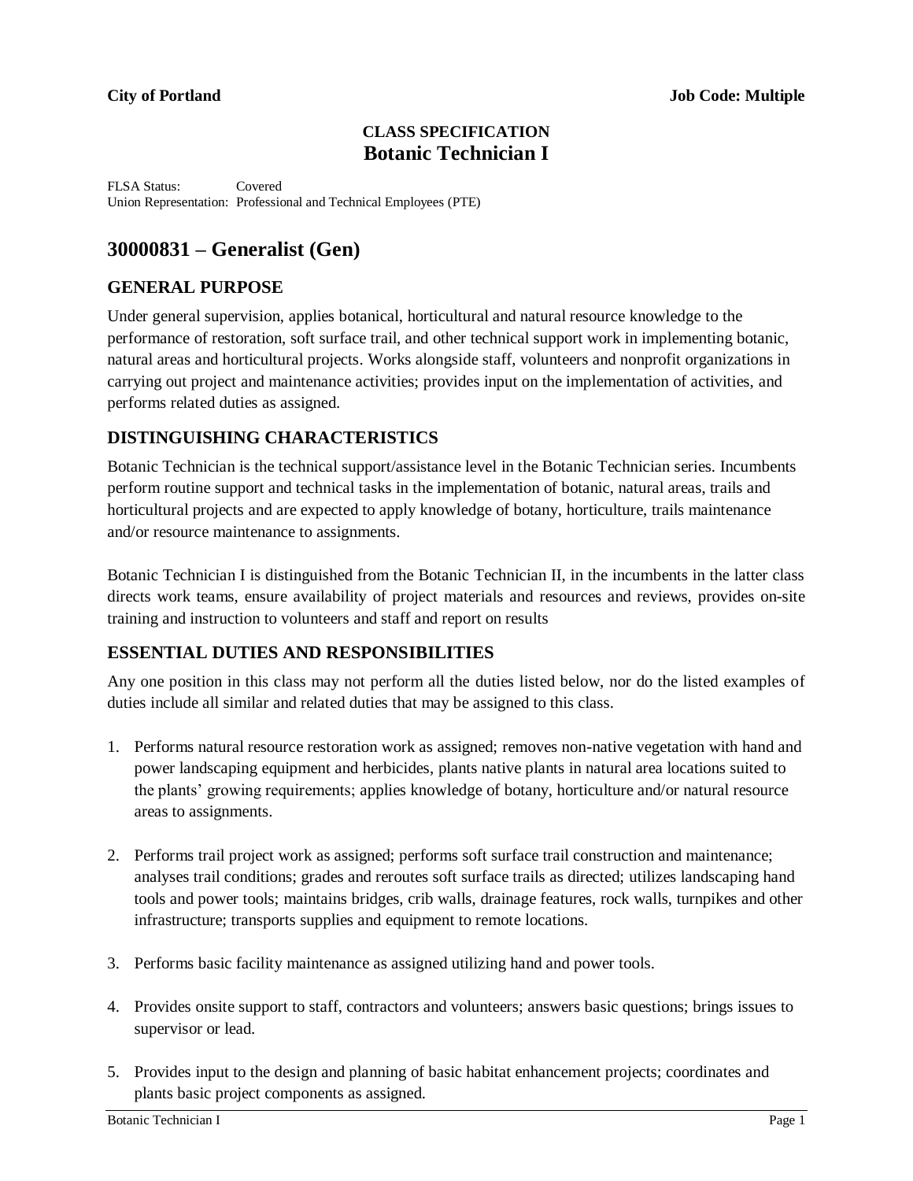**City of Portland** **Job Code: Multiple**

**CLASS SPECIFICATION**

# Botanic Technician I

FLSA Status: Covered
Union Representation: Professional and Technical Employees (PTE)

## 30000831 – Generalist (Gen)

### GENERAL PURPOSE

Under general supervision, applies botanical, horticultural and natural resource knowledge to the performance of restoration, soft surface trail, and other technical support work in implementing botanic, natural areas and horticultural projects. Works alongside staff, volunteers and nonprofit organizations in carrying out project and maintenance activities; provides input on the implementation of activities, and performs related duties as assigned.

### DISTINGUISHING CHARACTERISTICS

Botanic Technician is the technical support/assistance level in the Botanic Technician series. Incumbents perform routine support and technical tasks in the implementation of botanic, natural areas, trails and horticultural projects and are expected to apply knowledge of botany, horticulture, trails maintenance and/or resource maintenance to assignments.

Botanic Technician I is distinguished from the Botanic Technician II, in the incumbents in the latter class directs work teams, ensure availability of project materials and resources and reviews, provides on-site training and instruction to volunteers and staff and report on results

### ESSENTIAL DUTIES AND RESPONSIBILITIES

Any one position in this class may not perform all the duties listed below, nor do the listed examples of duties include all similar and related duties that may be assigned to this class.

1. Performs natural resource restoration work as assigned; removes non-native vegetation with hand and power landscaping equipment and herbicides, plants native plants in natural area locations suited to the plants' growing requirements; applies knowledge of botany, horticulture and/or natural resource areas to assignments.

2. Performs trail project work as assigned; performs soft surface trail construction and maintenance; analyses trail conditions; grades and reroutes soft surface trails as directed; utilizes landscaping hand tools and power tools; maintains bridges, crib walls, drainage features, rock walls, turnpikes and other infrastructure; transports supplies and equipment to remote locations.

3. Performs basic facility maintenance as assigned utilizing hand and power tools.

4. Provides onsite support to staff, contractors and volunteers; answers basic questions; brings issues to supervisor or lead.

5. Provides input to the design and planning of basic habitat enhancement projects; coordinates and plants basic project components as assigned.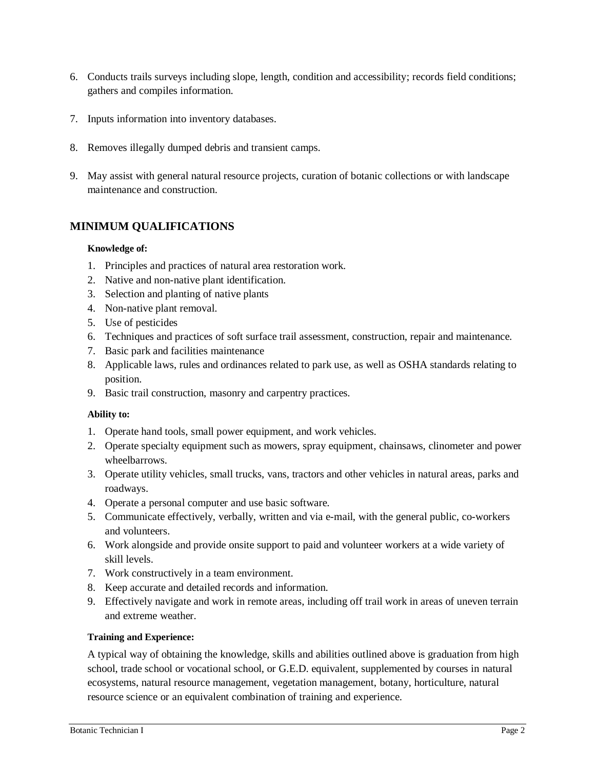6. Conducts trails surveys including slope, length, condition and accessibility; records field conditions; gathers and compiles information.

7. Inputs information into inventory databases.

8. Removes illegally dumped debris and transient camps.

9. May assist with general natural resource projects, curation of botanic collections or with landscape maintenance and construction.

## MINIMUM QUALIFICATIONS

**Knowledge of:**

1. Principles and practices of natural area restoration work.
2. Native and non-native plant identification.
3. Selection and planting of native plants
4. Non-native plant removal.
5. Use of pesticides
6. Techniques and practices of soft surface trail assessment, construction, repair and maintenance.
7. Basic park and facilities maintenance
8. Applicable laws, rules and ordinances related to park use, as well as OSHA standards relating to position.
9. Basic trail construction, masonry and carpentry practices.

**Ability to:**

1. Operate hand tools, small power equipment, and work vehicles.
2. Operate specialty equipment such as mowers, spray equipment, chainsaws, clinometer and power wheelbarrows.
3. Operate utility vehicles, small trucks, vans, tractors and other vehicles in natural areas, parks and roadways.
4. Operate a personal computer and use basic software.
5. Communicate effectively, verbally, written and via e-mail, with the general public, co-workers and volunteers.
6. Work alongside and provide onsite support to paid and volunteer workers at a wide variety of skill levels.
7. Work constructively in a team environment.
8. Keep accurate and detailed records and information.
9. Effectively navigate and work in remote areas, including off trail work in areas of uneven terrain and extreme weather.

**Training and Experience:**

A typical way of obtaining the knowledge, skills and abilities outlined above is graduation from high school, trade school or vocational school, or G.E.D. equivalent, supplemented by courses in natural ecosystems, natural resource management, vegetation management, botany, horticulture, natural resource science or an equivalent combination of training and experience.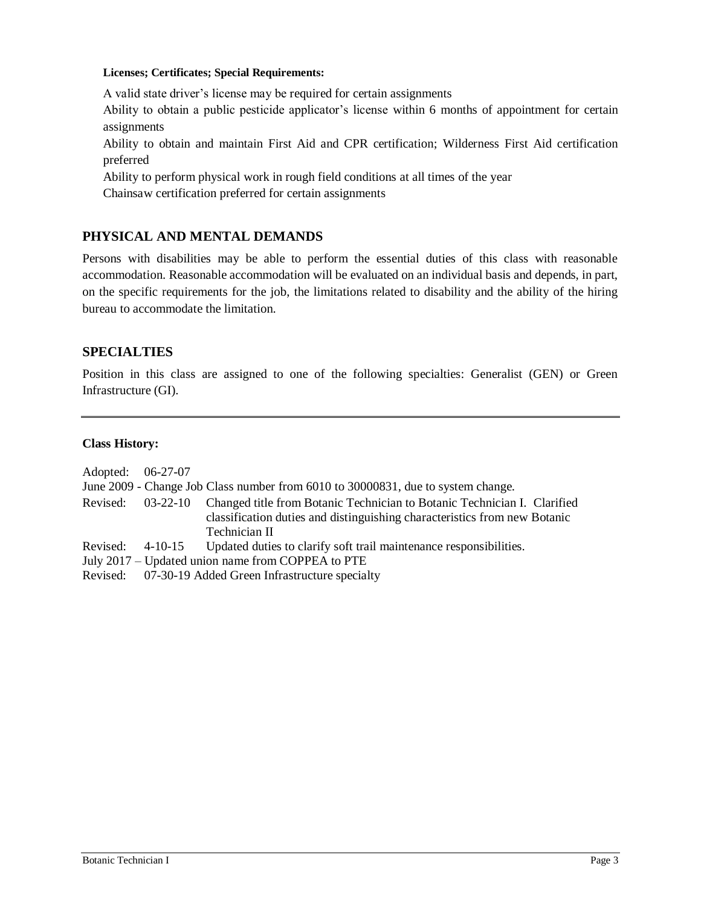**Licenses; Certificates; Special Requirements:**

A valid state driver's license may be required for certain assignments

Ability to obtain a public pesticide applicator's license within 6 months of appointment for certain assignments

Ability to obtain and maintain First Aid and CPR certification; Wilderness First Aid certification preferred

Ability to perform physical work in rough field conditions at all times of the year

Chainsaw certification preferred for certain assignments

## PHYSICAL AND MENTAL DEMANDS

Persons with disabilities may be able to perform the essential duties of this class with reasonable accommodation. Reasonable accommodation will be evaluated on an individual basis and depends, in part, on the specific requirements for the job, the limitations related to disability and the ability of the hiring bureau to accommodate the limitation.

## SPECIALTIES

Position in this class are assigned to one of the following specialties: Generalist (GEN) or Green Infrastructure (GI).

---

**Class History:**

Adopted: 06-27-07

June 2009 - Change Job Class number from 6010 to 30000831, due to system change.

Revised: 03-22-10 Changed title from Botanic Technician to Botanic Technician I. Clarified classification duties and distinguishing characteristics from new Botanic Technician II

Revised: 4-10-15 Updated duties to clarify soft trail maintenance responsibilities.

July 2017 – Updated union name from COPPEA to PTE

Revised: 07-30-19 Added Green Infrastructure specialty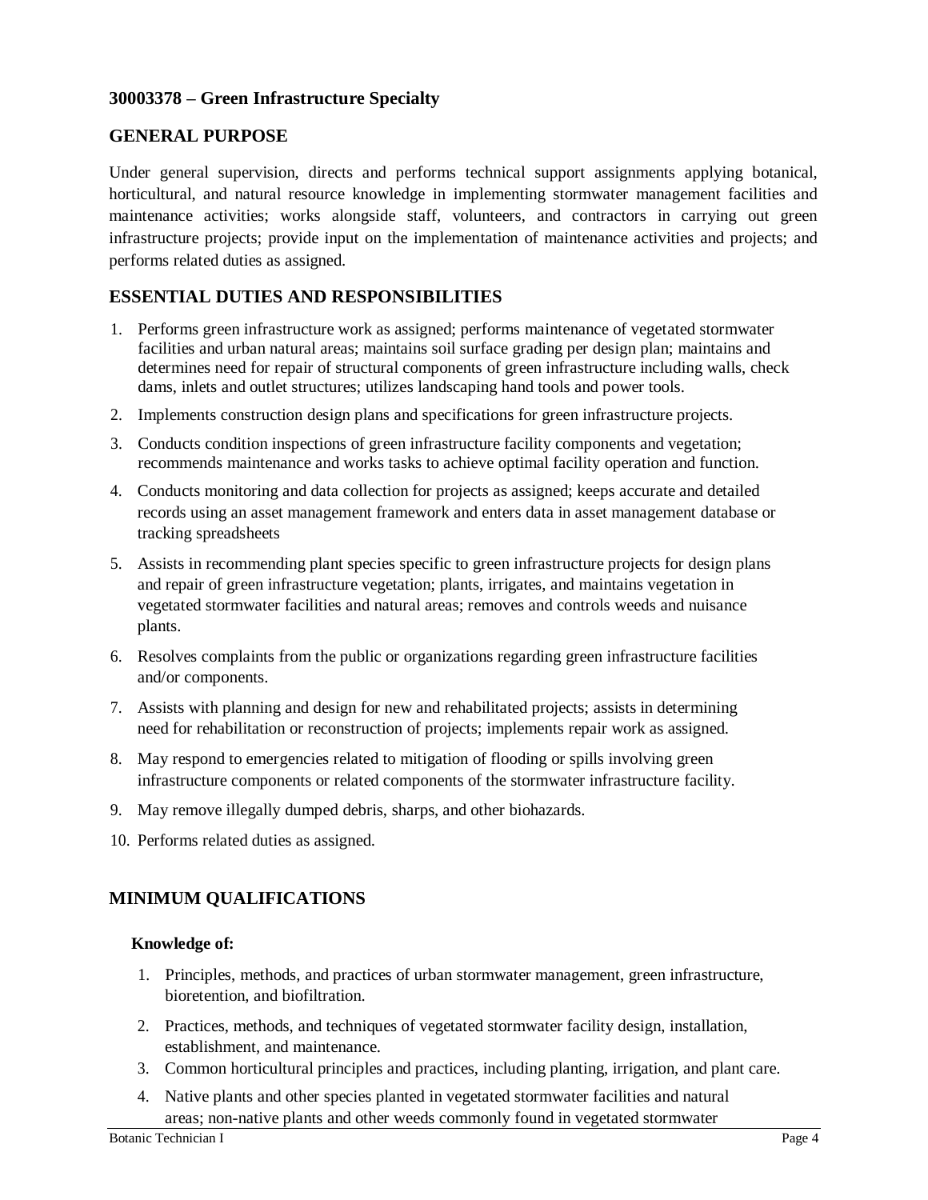### 30003378 – Green Infrastructure Specialty

### GENERAL PURPOSE

Under general supervision, directs and performs technical support assignments applying botanical, horticultural, and natural resource knowledge in implementing stormwater management facilities and maintenance activities; works alongside staff, volunteers, and contractors in carrying out green infrastructure projects; provide input on the implementation of maintenance activities and projects; and performs related duties as assigned.

### ESSENTIAL DUTIES AND RESPONSIBILITIES

1. Performs green infrastructure work as assigned; performs maintenance of vegetated stormwater facilities and urban natural areas; maintains soil surface grading per design plan; maintains and determines need for repair of structural components of green infrastructure including walls, check dams, inlets and outlet structures; utilizes landscaping hand tools and power tools.
2. Implements construction design plans and specifications for green infrastructure projects.
3. Conducts condition inspections of green infrastructure facility components and vegetation; recommends maintenance and works tasks to achieve optimal facility operation and function.
4. Conducts monitoring and data collection for projects as assigned; keeps accurate and detailed records using an asset management framework and enters data in asset management database or tracking spreadsheets
5. Assists in recommending plant species specific to green infrastructure projects for design plans and repair of green infrastructure vegetation; plants, irrigates, and maintains vegetation in vegetated stormwater facilities and natural areas; removes and controls weeds and nuisance plants.
6. Resolves complaints from the public or organizations regarding green infrastructure facilities and/or components.
7. Assists with planning and design for new and rehabilitated projects; assists in determining need for rehabilitation or reconstruction of projects; implements repair work as assigned.
8. May respond to emergencies related to mitigation of flooding or spills involving green infrastructure components or related components of the stormwater infrastructure facility.
9. May remove illegally dumped debris, sharps, and other biohazards.
10. Performs related duties as assigned.

### MINIMUM QUALIFICATIONS

**Knowledge of:**

1. Principles, methods, and practices of urban stormwater management, green infrastructure, bioretention, and biofiltration.
2. Practices, methods, and techniques of vegetated stormwater facility design, installation, establishment, and maintenance.
3. Common horticultural principles and practices, including planting, irrigation, and plant care.
4. Native plants and other species planted in vegetated stormwater facilities and natural areas; non-native plants and other weeds commonly found in vegetated stormwater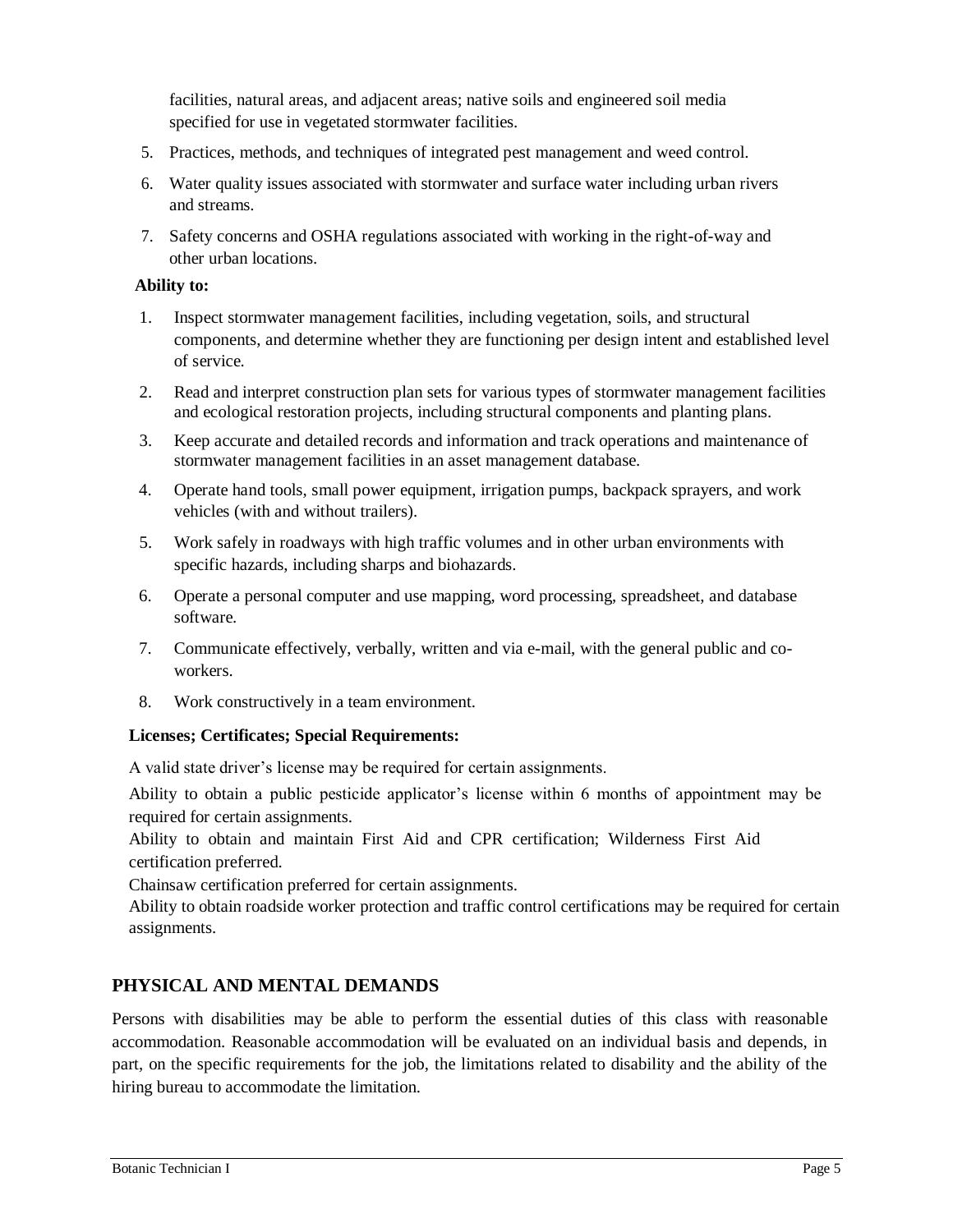facilities, natural areas, and adjacent areas; native soils and engineered soil media specified for use in vegetated stormwater facilities.

5. Practices, methods, and techniques of integrated pest management and weed control.
6. Water quality issues associated with stormwater and surface water including urban rivers and streams.
7. Safety concerns and OSHA regulations associated with working in the right-of-way and other urban locations.

**Ability to:**

1. Inspect stormwater management facilities, including vegetation, soils, and structural components, and determine whether they are functioning per design intent and established level of service.
2. Read and interpret construction plan sets for various types of stormwater management facilities and ecological restoration projects, including structural components and planting plans.
3. Keep accurate and detailed records and information and track operations and maintenance of stormwater management facilities in an asset management database.
4. Operate hand tools, small power equipment, irrigation pumps, backpack sprayers, and work vehicles (with and without trailers).
5. Work safely in roadways with high traffic volumes and in other urban environments with specific hazards, including sharps and biohazards.
6. Operate a personal computer and use mapping, word processing, spreadsheet, and database software.
7. Communicate effectively, verbally, written and via e-mail, with the general public and co-workers.
8. Work constructively in a team environment.

**Licenses; Certificates; Special Requirements:**

A valid state driver's license may be required for certain assignments.

Ability to obtain a public pesticide applicator's license within 6 months of appointment may be required for certain assignments.

Ability to obtain and maintain First Aid and CPR certification; Wilderness First Aid certification preferred.

Chainsaw certification preferred for certain assignments.

Ability to obtain roadside worker protection and traffic control certifications may be required for certain assignments.

## PHYSICAL AND MENTAL DEMANDS

Persons with disabilities may be able to perform the essential duties of this class with reasonable accommodation. Reasonable accommodation will be evaluated on an individual basis and depends, in part, on the specific requirements for the job, the limitations related to disability and the ability of the hiring bureau to accommodate the limitation.